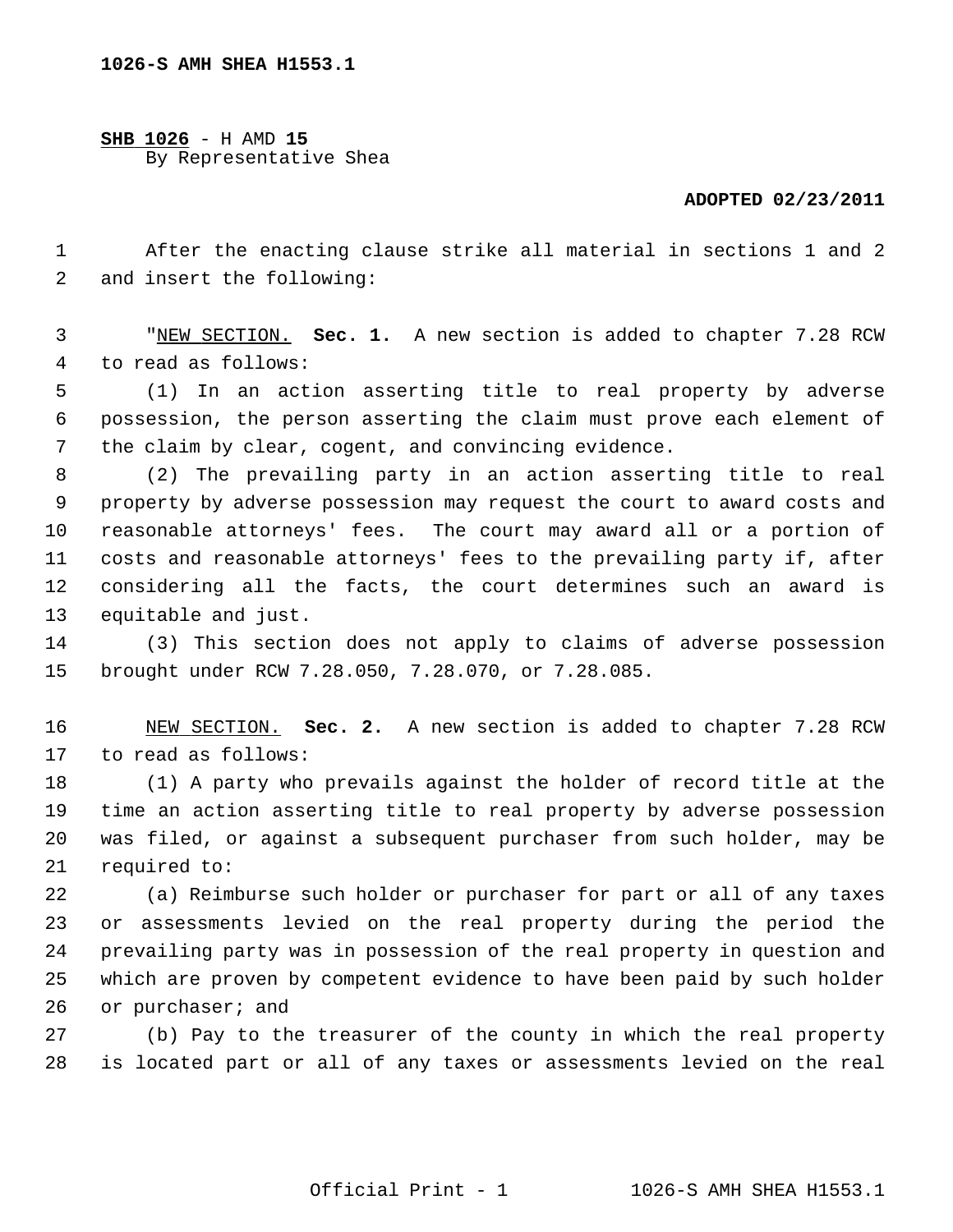**1026-S AMH SHEA H1553.1**

**SHB 1026** - H AMD **15**
By Representative Shea

**ADOPTED 02/23/2011**

After the enacting clause strike all material in sections 1 and 2 and insert the following:

"NEW SECTION. **Sec. 1.** A new section is added to chapter 7.28 RCW to read as follows:

(1) In an action asserting title to real property by adverse possession, the person asserting the claim must prove each element of the claim by clear, cogent, and convincing evidence.

(2) The prevailing party in an action asserting title to real property by adverse possession may request the court to award costs and reasonable attorneys' fees. The court may award all or a portion of costs and reasonable attorneys' fees to the prevailing party if, after considering all the facts, the court determines such an award is equitable and just.

(3) This section does not apply to claims of adverse possession brought under RCW 7.28.050, 7.28.070, or 7.28.085.

NEW SECTION. **Sec. 2.** A new section is added to chapter 7.28 RCW to read as follows:

(1) A party who prevails against the holder of record title at the time an action asserting title to real property by adverse possession was filed, or against a subsequent purchaser from such holder, may be required to:

(a) Reimburse such holder or purchaser for part or all of any taxes or assessments levied on the real property during the period the prevailing party was in possession of the real property in question and which are proven by competent evidence to have been paid by such holder or purchaser; and

(b) Pay to the treasurer of the county in which the real property is located part or all of any taxes or assessments levied on the real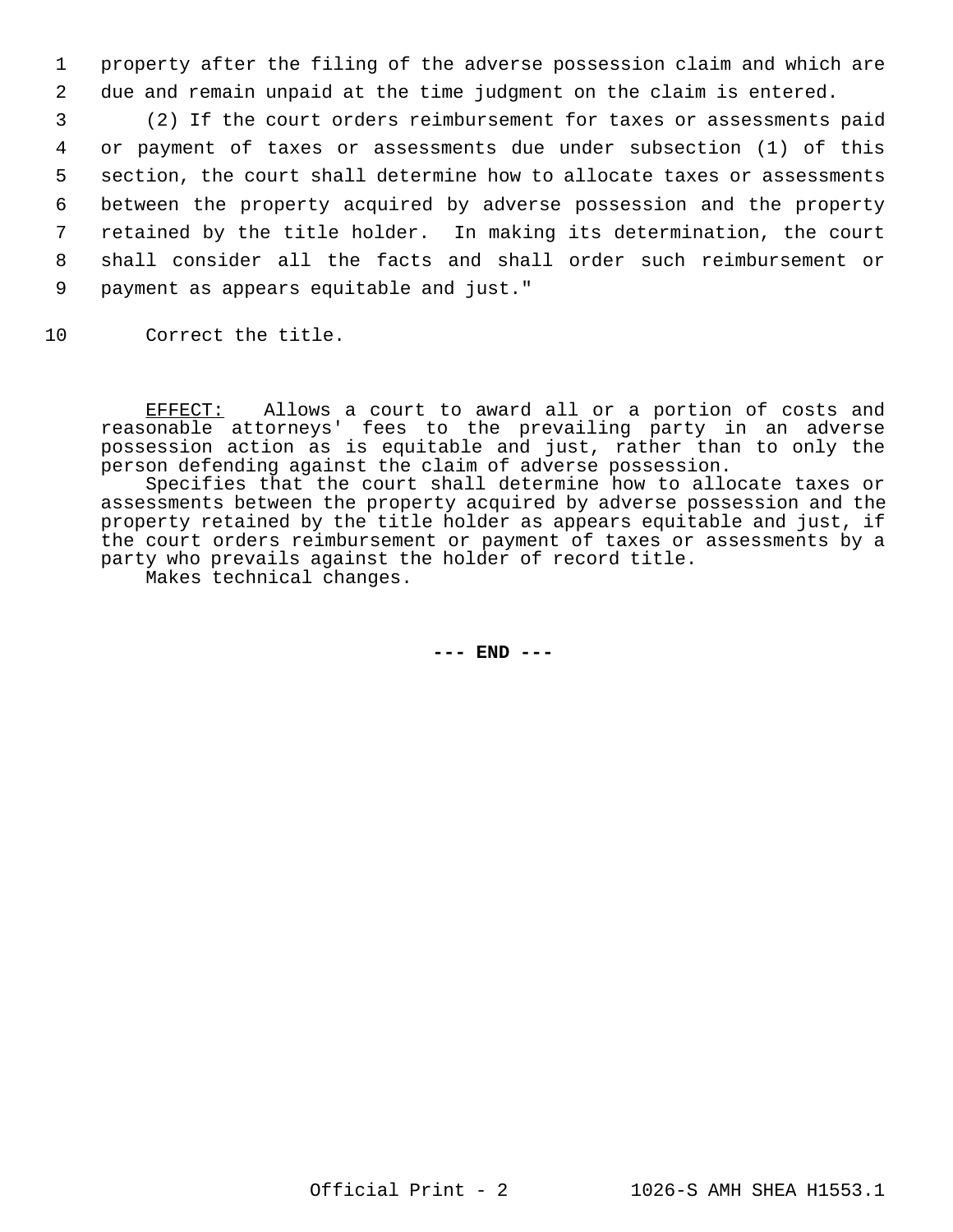property after the filing of the adverse possession claim and which are due and remain unpaid at the time judgment on the claim is entered.

(2) If the court orders reimbursement for taxes or assessments paid or payment of taxes or assessments due under subsection (1) of this section, the court shall determine how to allocate taxes or assessments between the property acquired by adverse possession and the property retained by the title holder. In making its determination, the court shall consider all the facts and shall order such reimbursement or payment as appears equitable and just."

Correct the title.

EFFECT: Allows a court to award all or a portion of costs and reasonable attorneys' fees to the prevailing party in an adverse possession action as is equitable and just, rather than to only the person defending against the claim of adverse possession.

Specifies that the court shall determine how to allocate taxes or assessments between the property acquired by adverse possession and the property retained by the title holder as appears equitable and just, if the court orders reimbursement or payment of taxes or assessments by a party who prevails against the holder of record title.

Makes technical changes.

**--- END ---**